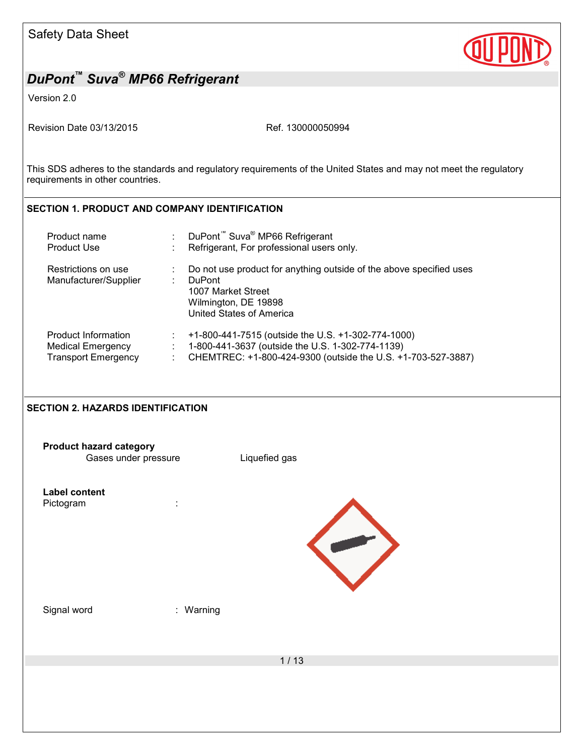# Safety Data Sheet

## DuPont™ Suva® MP66 Refrigerant

Version 2.0

Revision Date 03/13/2015 Ref. 130000050994

This SDS adheres to the standards and regulatory requirements of the United States and may not meet the regulatory requirements in other countries.

### SECTION 1. PRODUCT AND COMPANY IDENTIFICATION

| | | |
|---|---|---|
| Product name | : | DuPont™ Suva® MP66 Refrigerant |
| Product Use | : | Refrigerant, For professional users only. |
| Restrictions on use | : | Do not use product for anything outside of the above specified uses |
| Manufacturer/Supplier | : | DuPont<br>1007 Market Street<br>Wilmington, DE 19898<br>United States of America |
| Product Information | : | +1-800-441-7515 (outside the U.S. +1-302-774-1000) |
| Medical Emergency | : | 1-800-441-3637 (outside the U.S. 1-302-774-1139) |
| Transport Emergency | : | CHEMTREC: +1-800-424-9300 (outside the U.S. +1-703-527-3887) |

### SECTION 2. HAZARDS IDENTIFICATION

**Product hazard category**

Gases under pressure Liquefied gas

**Label content**

Pictogram :

Signal word : Warning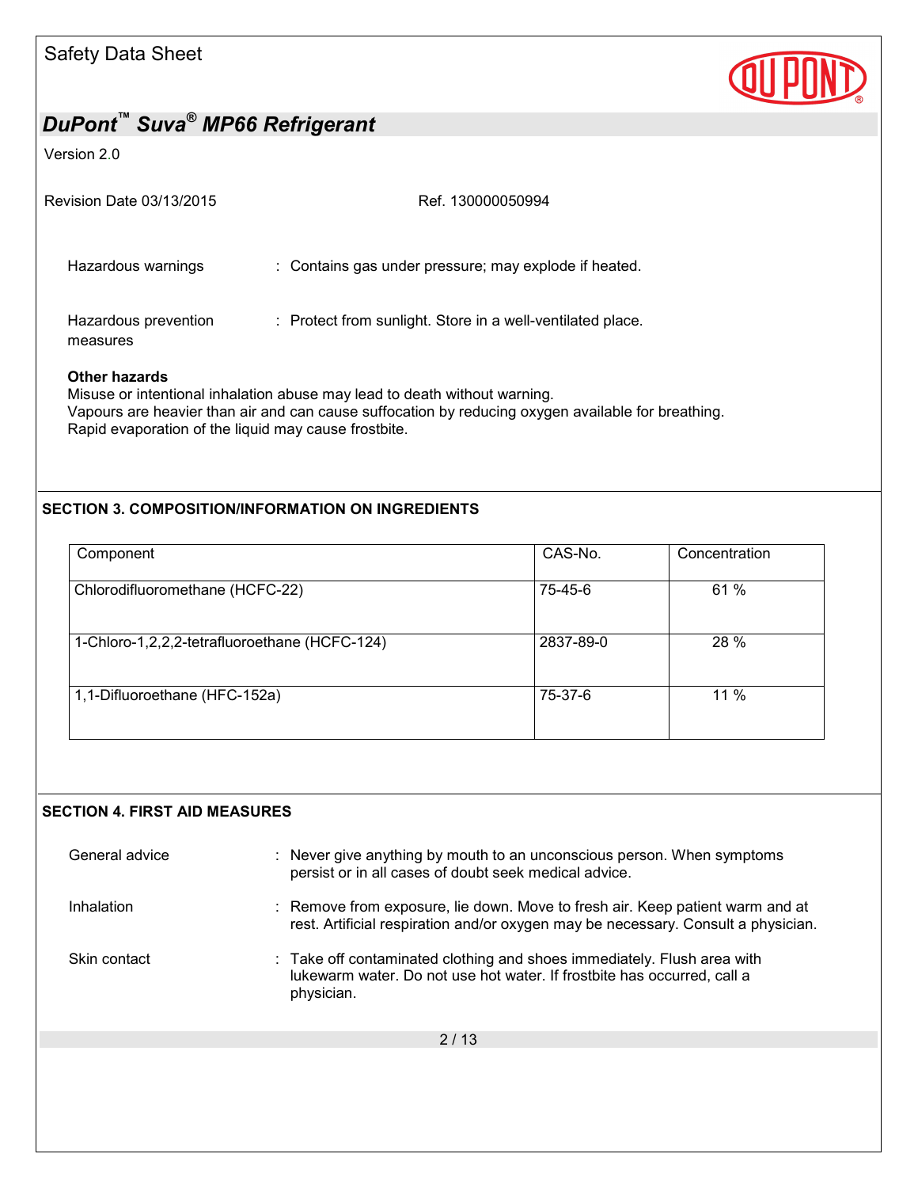Hazardous warnings : Contains gas under pressure; may explode if heated.

Hazardous prevention measures : Protect from sunlight. Store in a well-ventilated place.

**Other hazards**

Misuse or intentional inhalation abuse may lead to death without warning.
Vapours are heavier than air and can cause suffocation by reducing oxygen available for breathing.
Rapid evaporation of the liquid may cause frostbite.

## SECTION 3. COMPOSITION/INFORMATION ON INGREDIENTS

| Component | CAS-No. | Concentration |
|---|---|---|
| Chlorodifluoromethane (HCFC-22) | 75-45-6 | 61 % |
| 1-Chloro-1,2,2,2-tetrafluoroethane (HCFC-124) | 2837-89-0 | 28 % |
| 1,1-Difluoroethane (HFC-152a) | 75-37-6 | 11 % |

## SECTION 4. FIRST AID MEASURES

General advice : Never give anything by mouth to an unconscious person. When symptoms persist or in all cases of doubt seek medical advice.

Inhalation : Remove from exposure, lie down. Move to fresh air. Keep patient warm and at rest. Artificial respiration and/or oxygen may be necessary. Consult a physician.

Skin contact : Take off contaminated clothing and shoes immediately. Flush area with lukewarm water. Do not use hot water. If frostbite has occurred, call a physician.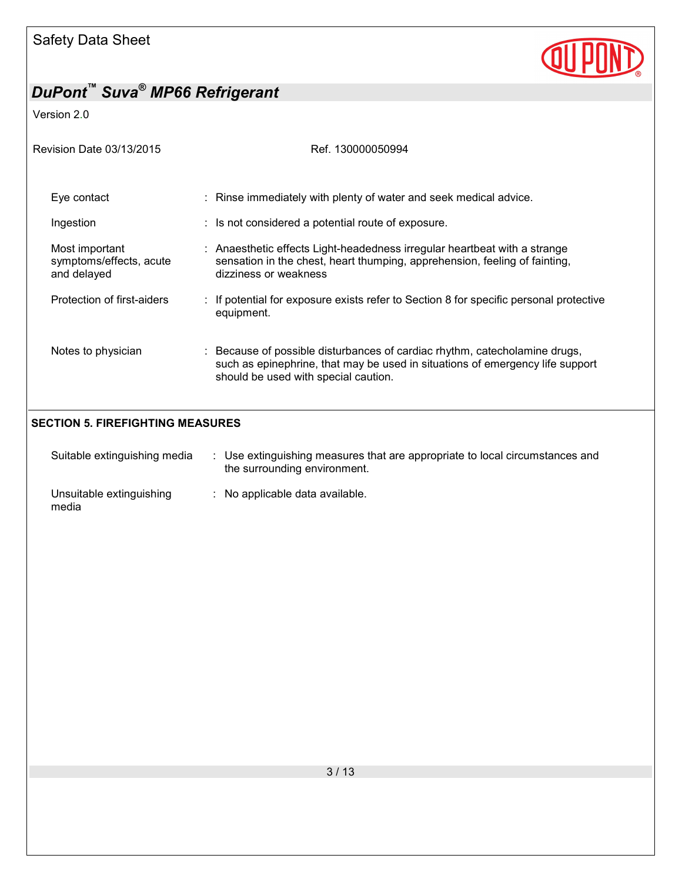| | |
|---|---|
| Eye contact | : Rinse immediately with plenty of water and seek medical advice. |
| Ingestion | : Is not considered a potential route of exposure. |
| Most important symptoms/effects, acute and delayed | : Anaesthetic effects Light-headedness irregular heartbeat with a strange sensation in the chest, heart thumping, apprehension, feeling of fainting, dizziness or weakness |
| Protection of first-aiders | : If potential for exposure exists refer to Section 8 for specific personal protective equipment. |
| Notes to physician | : Because of possible disturbances of cardiac rhythm, catecholamine drugs, such as epinephrine, that may be used in situations of emergency life support should be used with special caution. |

## SECTION 5. FIREFIGHTING MEASURES

| | |
|---|---|
| Suitable extinguishing media | : Use extinguishing measures that are appropriate to local circumstances and the surrounding environment. |
| Unsuitable extinguishing media | : No applicable data available. |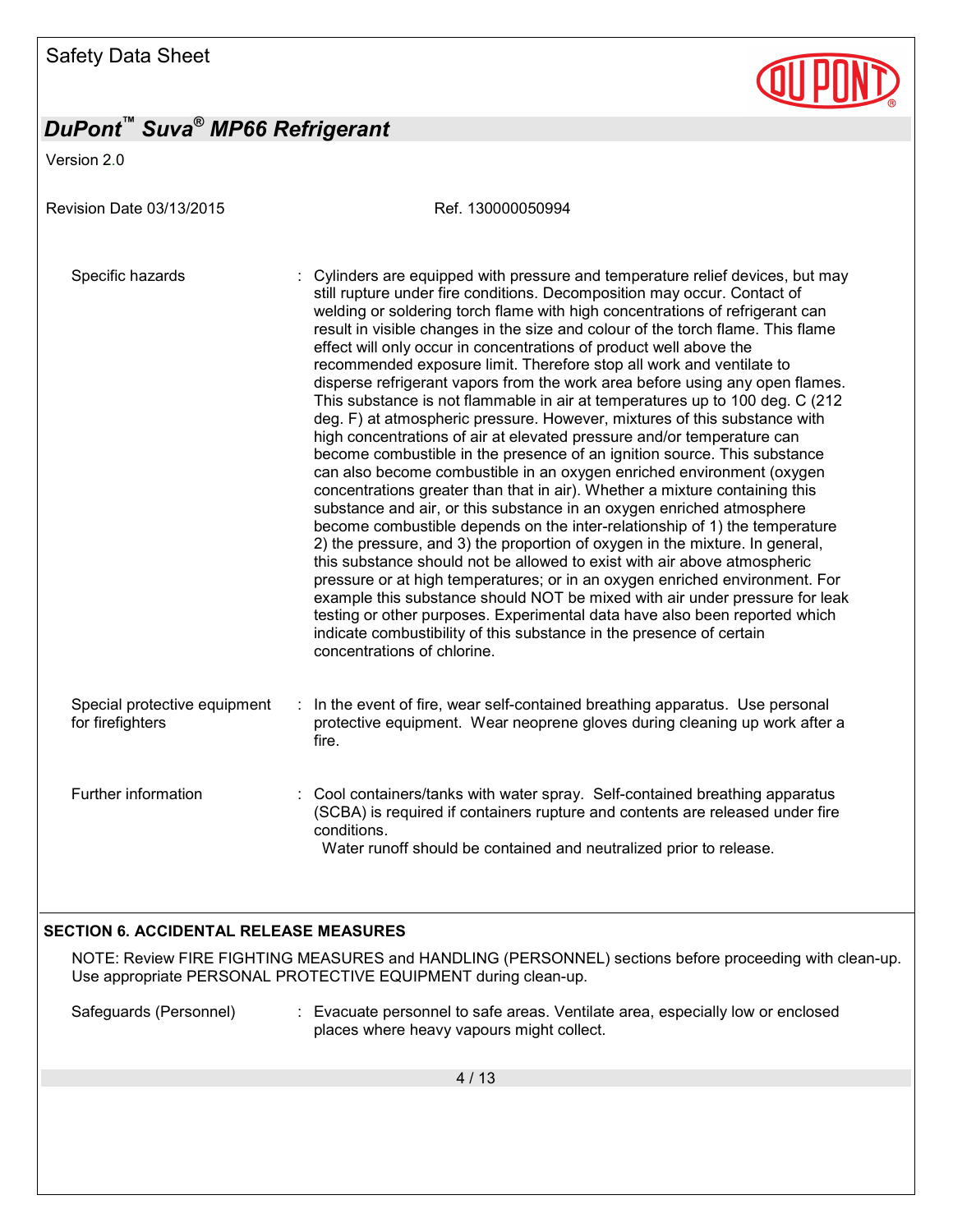Specific hazards : Cylinders are equipped with pressure and temperature relief devices, but may still rupture under fire conditions. Decomposition may occur. Contact of welding or soldering torch flame with high concentrations of refrigerant can result in visible changes in the size and colour of the torch flame. This flame effect will only occur in concentrations of product well above the recommended exposure limit. Therefore stop all work and ventilate to disperse refrigerant vapors from the work area before using any open flames. This substance is not flammable in air at temperatures up to 100 deg. C (212 deg. F) at atmospheric pressure. However, mixtures of this substance with high concentrations of air at elevated pressure and/or temperature can become combustible in the presence of an ignition source. This substance can also become combustible in an oxygen enriched environment (oxygen concentrations greater than that in air). Whether a mixture containing this substance and air, or this substance in an oxygen enriched atmosphere become combustible depends on the inter-relationship of 1) the temperature 2) the pressure, and 3) the proportion of oxygen in the mixture. In general, this substance should not be allowed to exist with air above atmospheric pressure or at high temperatures; or in an oxygen enriched environment. For example this substance should NOT be mixed with air under pressure for leak testing or other purposes. Experimental data have also been reported which indicate combustibility of this substance in the presence of certain concentrations of chlorine.

Special protective equipment for firefighters : In the event of fire, wear self-contained breathing apparatus. Use personal protective equipment. Wear neoprene gloves during cleaning up work after a fire.

Further information : Cool containers/tanks with water spray. Self-contained breathing apparatus (SCBA) is required if containers rupture and contents are released under fire conditions.
Water runoff should be contained and neutralized prior to release.

## SECTION 6. ACCIDENTAL RELEASE MEASURES

NOTE: Review FIRE FIGHTING MEASURES and HANDLING (PERSONNEL) sections before proceeding with clean-up. Use appropriate PERSONAL PROTECTIVE EQUIPMENT during clean-up.

Safeguards (Personnel) : Evacuate personnel to safe areas. Ventilate area, especially low or enclosed places where heavy vapours might collect.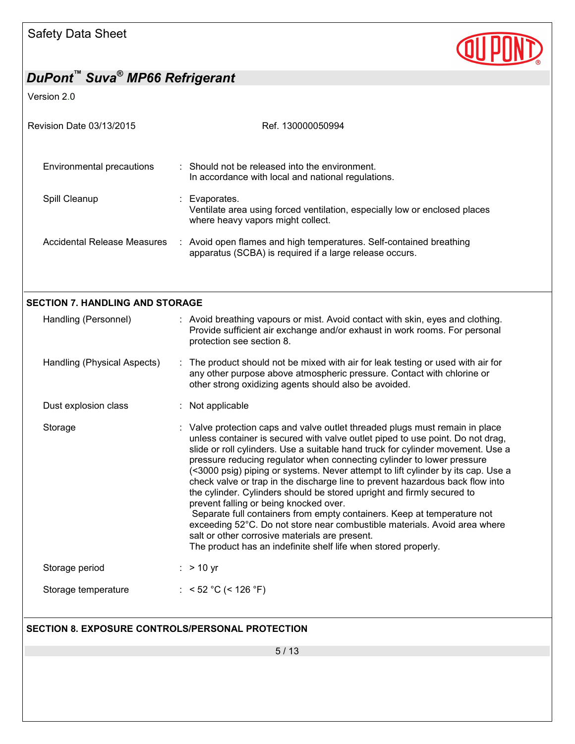| | | |
|---|---|---|
| Environmental precautions | : | Should not be released into the environment. In accordance with local and national regulations. |
| Spill Cleanup | : | Evaporates. Ventilate area using forced ventilation, especially low or enclosed places where heavy vapors might collect. |
| Accidental Release Measures | : | Avoid open flames and high temperatures. Self-contained breathing apparatus (SCBA) is required if a large release occurs. |

## SECTION 7. HANDLING AND STORAGE

| | | |
|---|---|---|
| Handling (Personnel) | : | Avoid breathing vapours or mist. Avoid contact with skin, eyes and clothing. Provide sufficient air exchange and/or exhaust in work rooms. For personal protection see section 8. |
| Handling (Physical Aspects) | : | The product should not be mixed with air for leak testing or used with air for any other purpose above atmospheric pressure. Contact with chlorine or other strong oxidizing agents should also be avoided. |
| Dust explosion class | : | Not applicable |
| Storage | : | Valve protection caps and valve outlet threaded plugs must remain in place unless container is secured with valve outlet piped to use point. Do not drag, slide or roll cylinders. Use a suitable hand truck for cylinder movement. Use a pressure reducing regulator when connecting cylinder to lower pressure (<3000 psig) piping or systems. Never attempt to lift cylinder by its cap. Use a check valve or trap in the discharge line to prevent hazardous back flow into the cylinder. Cylinders should be stored upright and firmly secured to prevent falling or being knocked over. Separate full containers from empty containers. Keep at temperature not exceeding 52°C. Do not store near combustible materials. Avoid area where salt or other corrosive materials are present. The product has an indefinite shelf life when stored properly. |
| Storage period | : | > 10 yr |
| Storage temperature | : | < 52 °C (< 126 °F) |

## SECTION 8. EXPOSURE CONTROLS/PERSONAL PROTECTION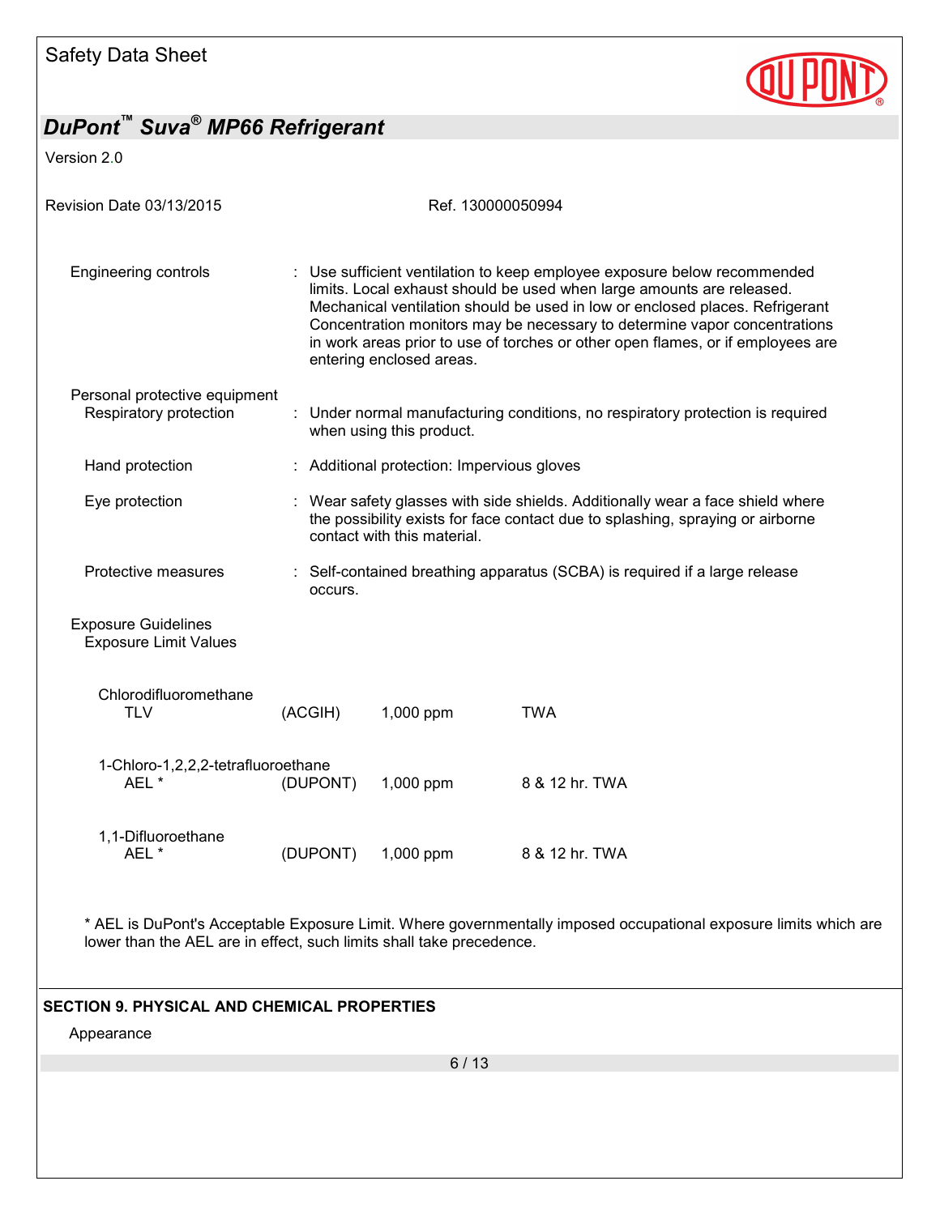| | | |
|---|---|---|
| Engineering controls | : | Use sufficient ventilation to keep employee exposure below recommended limits. Local exhaust should be used when large amounts are released. Mechanical ventilation should be used in low or enclosed places. Refrigerant Concentration monitors may be necessary to determine vapor concentrations in work areas prior to use of torches or other open flames, or if employees are entering enclosed areas. |

Personal protective equipment

| | | |
|---|---|---|
| Respiratory protection | : | Under normal manufacturing conditions, no respiratory protection is required when using this product. |
| Hand protection | : | Additional protection: Impervious gloves |
| Eye protection | : | Wear safety glasses with side shields. Additionally wear a face shield where the possibility exists for face contact due to splashing, spraying or airborne contact with this material. |
| Protective measures | : | Self-contained breathing apparatus (SCBA) is required if a large release occurs. |

Exposure Guidelines

Exposure Limit Values

| Component | Source | Value | Type |
|---|---|---|---|
| **Chlorodifluoromethane** | | | |
| TLV | (ACGIH) | 1,000 ppm | TWA |
| **1-Chloro-1,2,2,2-tetrafluoroethane** | | | |
| AEL * | (DUPONT) | 1,000 ppm | 8 & 12 hr. TWA |
| **1,1-Difluoroethane** | | | |
| AEL * | (DUPONT) | 1,000 ppm | 8 & 12 hr. TWA |

* AEL is DuPont's Acceptable Exposure Limit. Where governmentally imposed occupational exposure limits which are lower than the AEL are in effect, such limits shall take precedence.

## SECTION 9. PHYSICAL AND CHEMICAL PROPERTIES

Appearance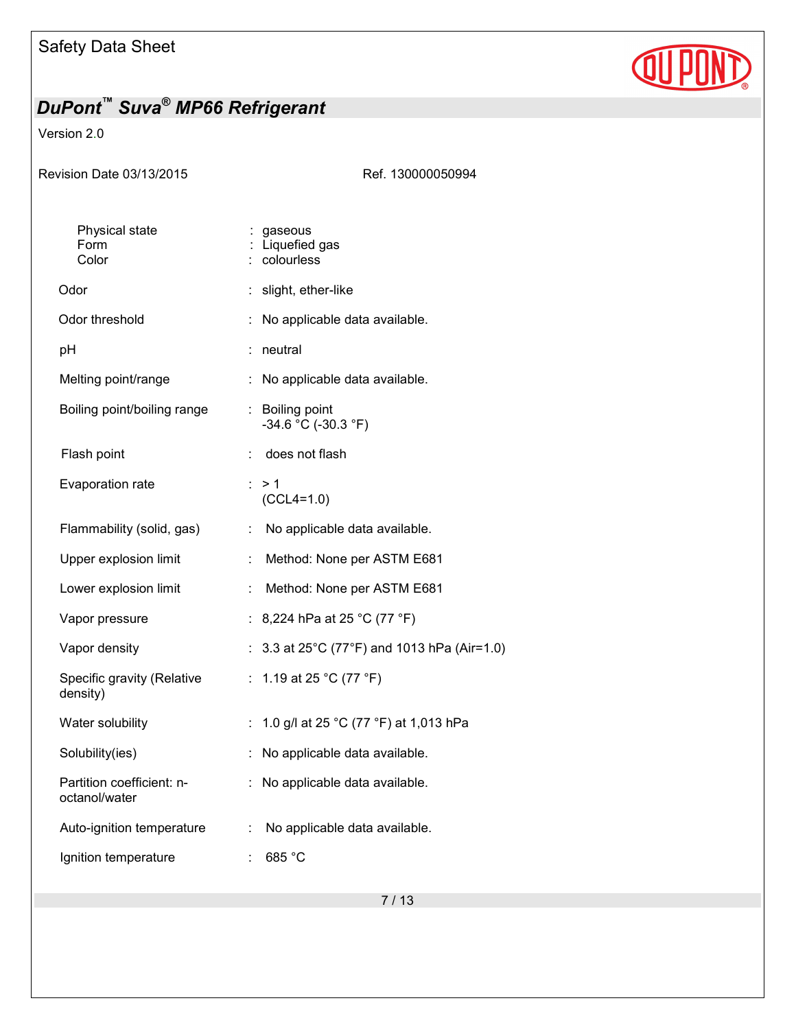| | | |
|---|---|---|
| Physical state | : | gaseous |
| Form | : | Liquefied gas |
| Color | : | colourless |
| Odor | : | slight, ether-like |
| Odor threshold | : | No applicable data available. |
| pH | : | neutral |
| Melting point/range | : | No applicable data available. |
| Boiling point/boiling range | : | Boiling point<br>-34.6 °C (-30.3 °F) |
| Flash point | : | does not flash |
| Evaporation rate | : | > 1<br>(CCL4=1.0) |
| Flammability (solid, gas) | : | No applicable data available. |
| Upper explosion limit | : | Method: None per ASTM E681 |
| Lower explosion limit | : | Method: None per ASTM E681 |
| Vapor pressure | : | 8,224 hPa at 25 °C (77 °F) |
| Vapor density | : | 3.3 at 25°C (77°F) and 1013 hPa (Air=1.0) |
| Specific gravity (Relative density) | : | 1.19 at 25 °C (77 °F) |
| Water solubility | : | 1.0 g/l at 25 °C (77 °F) at 1,013 hPa |
| Solubility(ies) | : | No applicable data available. |
| Partition coefficient: n-octanol/water | : | No applicable data available. |
| Auto-ignition temperature | : | No applicable data available. |
| Ignition temperature | : | 685 °C |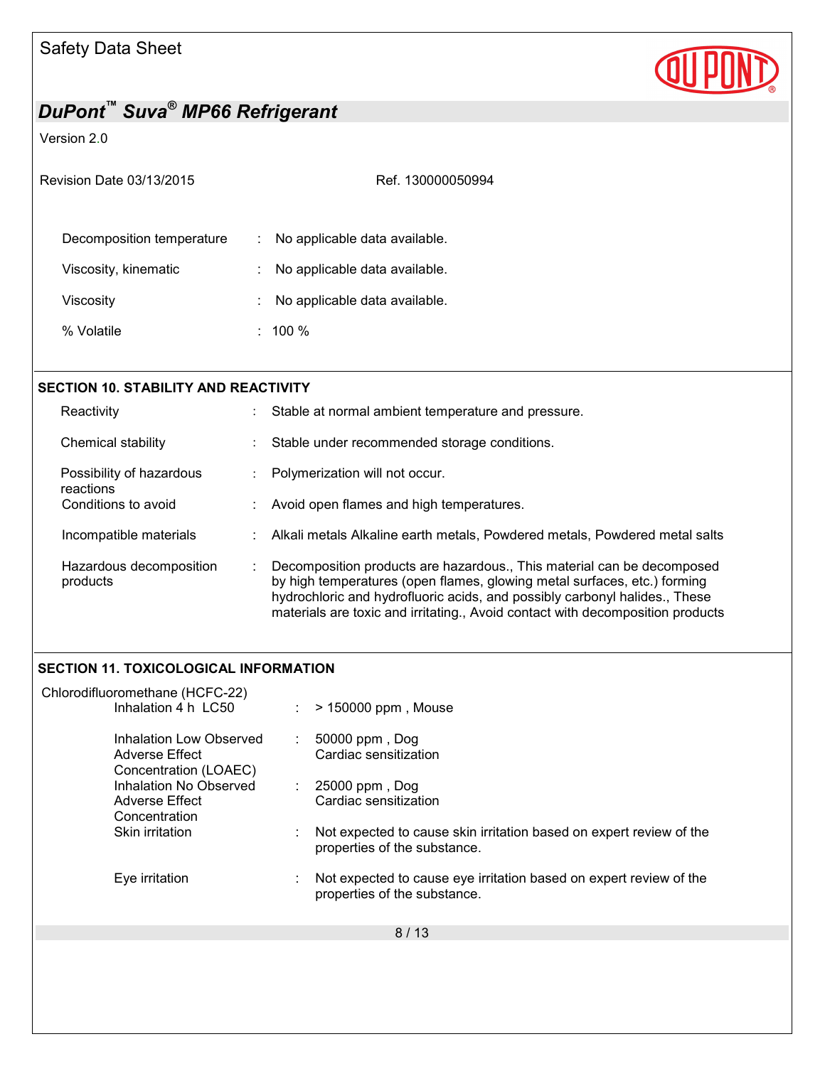| | | |
|---|---|---|
| Decomposition temperature | : | No applicable data available. |
| Viscosity, kinematic | : | No applicable data available. |
| Viscosity | : | No applicable data available. |
| % Volatile | : | 100 % |

## SECTION 10. STABILITY AND REACTIVITY

| | | |
|---|---|---|
| Reactivity | : | Stable at normal ambient temperature and pressure. |
| Chemical stability | : | Stable under recommended storage conditions. |
| Possibility of hazardous reactions | : | Polymerization will not occur. |
| Conditions to avoid | : | Avoid open flames and high temperatures. |
| Incompatible materials | : | Alkali metals Alkaline earth metals, Powdered metals, Powdered metal salts |
| Hazardous decomposition products | : | Decomposition products are hazardous., This material can be decomposed by high temperatures (open flames, glowing metal surfaces, etc.) forming hydrochloric and hydrofluoric acids, and possibly carbonyl halides., These materials are toxic and irritating., Avoid contact with decomposition products |

## SECTION 11. TOXICOLOGICAL INFORMATION

Chlorodifluoromethane (HCFC-22)

| | | |
|---|---|---|
| Inhalation 4 h LC50 | : | > 150000 ppm , Mouse |
| Inhalation Low Observed Adverse Effect Concentration (LOAEC) | : | 50000 ppm , Dog<br>Cardiac sensitization |
| Inhalation No Observed Adverse Effect Concentration | : | 25000 ppm , Dog<br>Cardiac sensitization |
| Skin irritation | : | Not expected to cause skin irritation based on expert review of the properties of the substance. |
| Eye irritation | : | Not expected to cause eye irritation based on expert review of the properties of the substance. |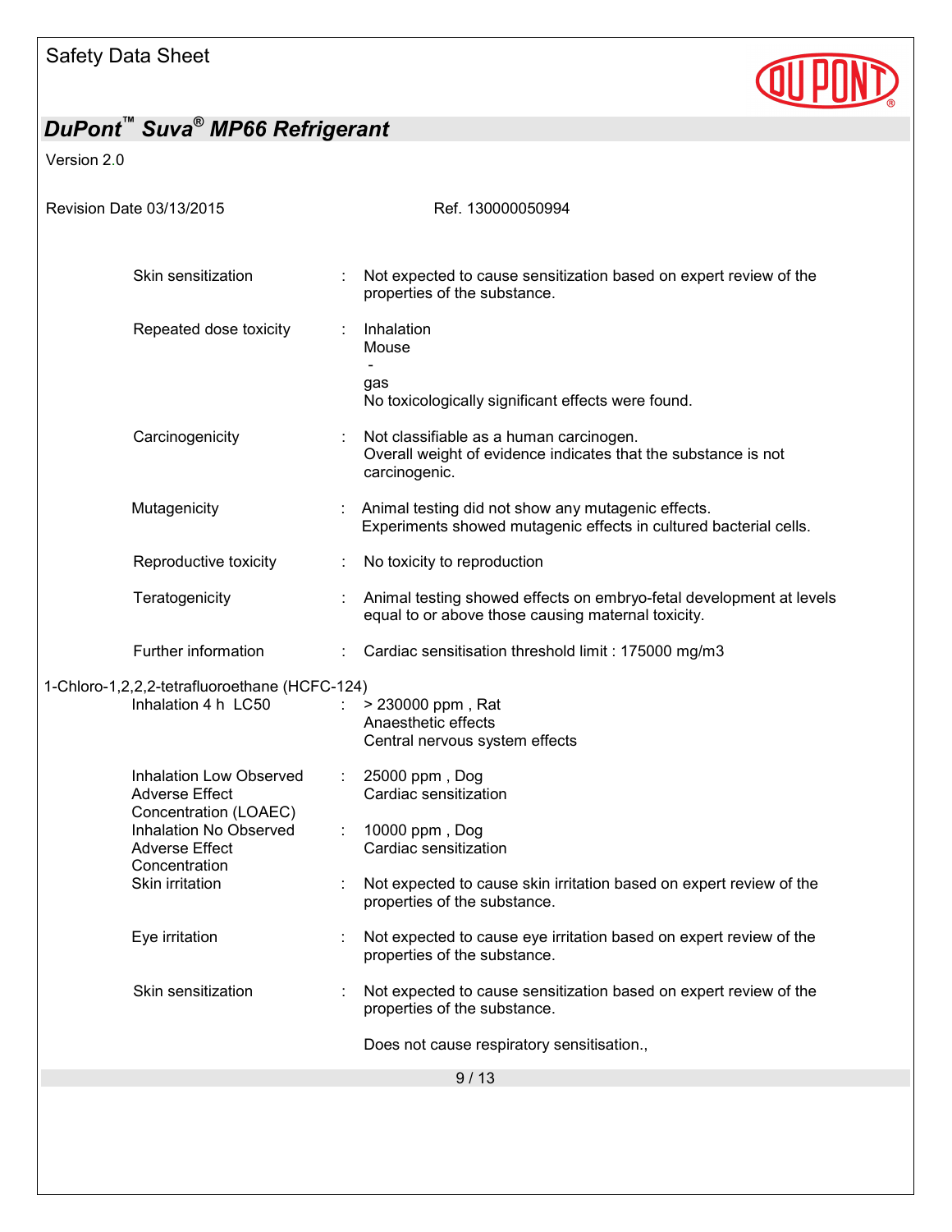| | | |
|---|---|---|
| Skin sensitization | : | Not expected to cause sensitization based on expert review of the properties of the substance. |
| Repeated dose toxicity | : | Inhalation<br>Mouse<br>-<br>gas<br>No toxicologically significant effects were found. |
| Carcinogenicity | : | Not classifiable as a human carcinogen.<br>Overall weight of evidence indicates that the substance is not carcinogenic. |
| Mutagenicity | : | Animal testing did not show any mutagenic effects.<br>Experiments showed mutagenic effects in cultured bacterial cells. |
| Reproductive toxicity | : | No toxicity to reproduction |
| Teratogenicity | : | Animal testing showed effects on embryo-fetal development at levels equal to or above those causing maternal toxicity. |
| Further information | : | Cardiac sensitisation threshold limit : 175000 mg/m3 |

1-Chloro-1,2,2,2-tetrafluoroethane (HCFC-124)

| | | |
|---|---|---|
| Inhalation 4 h LC50 | : | > 230000 ppm , Rat<br>Anaesthetic effects<br>Central nervous system effects |
| Inhalation Low Observed Adverse Effect Concentration (LOAEC) | : | 25000 ppm , Dog<br>Cardiac sensitization |
| Inhalation No Observed Adverse Effect Concentration | : | 10000 ppm , Dog<br>Cardiac sensitization |
| Skin irritation | : | Not expected to cause skin irritation based on expert review of the properties of the substance. |
| Eye irritation | : | Not expected to cause eye irritation based on expert review of the properties of the substance. |
| Skin sensitization | : | Not expected to cause sensitization based on expert review of the properties of the substance.<br><br>Does not cause respiratory sensitisation., |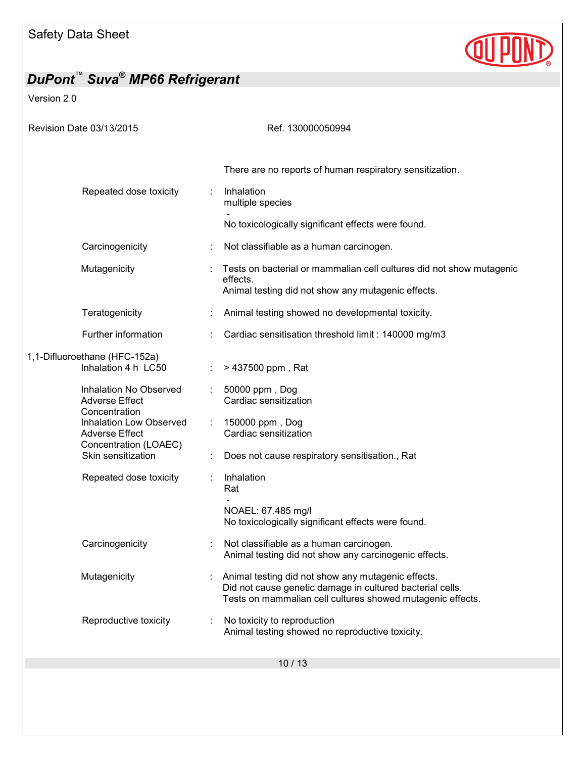There are no reports of human respiratory sensitization.

| | | |
|---|---|---|
| Repeated dose toxicity | : | Inhalation<br>multiple species<br>-<br>No toxicologically significant effects were found. |
| Carcinogenicity | : | Not classifiable as a human carcinogen. |
| Mutagenicity | : | Tests on bacterial or mammalian cell cultures did not show mutagenic effects.<br>Animal testing did not show any mutagenic effects. |
| Teratogenicity | : | Animal testing showed no developmental toxicity. |
| Further information | : | Cardiac sensitisation threshold limit : 140000 mg/m3 |

1,1-Difluoroethane (HFC-152a)

| | | |
|---|---|---|
| Inhalation 4 h LC50 | : | > 437500 ppm , Rat |
| Inhalation No Observed Adverse Effect Concentration | : | 50000 ppm , Dog<br>Cardiac sensitization |
| Inhalation Low Observed Adverse Effect Concentration (LOAEC) | : | 150000 ppm , Dog<br>Cardiac sensitization |
| Skin sensitization | : | Does not cause respiratory sensitisation., Rat |
| Repeated dose toxicity | : | Inhalation<br>Rat<br>-<br>NOAEL: 67.485 mg/l<br>No toxicologically significant effects were found. |
| Carcinogenicity | : | Not classifiable as a human carcinogen.<br>Animal testing did not show any carcinogenic effects. |
| Mutagenicity | : | Animal testing did not show any mutagenic effects.<br>Did not cause genetic damage in cultured bacterial cells.<br>Tests on mammalian cell cultures showed mutagenic effects. |
| Reproductive toxicity | : | No toxicity to reproduction<br>Animal testing showed no reproductive toxicity. |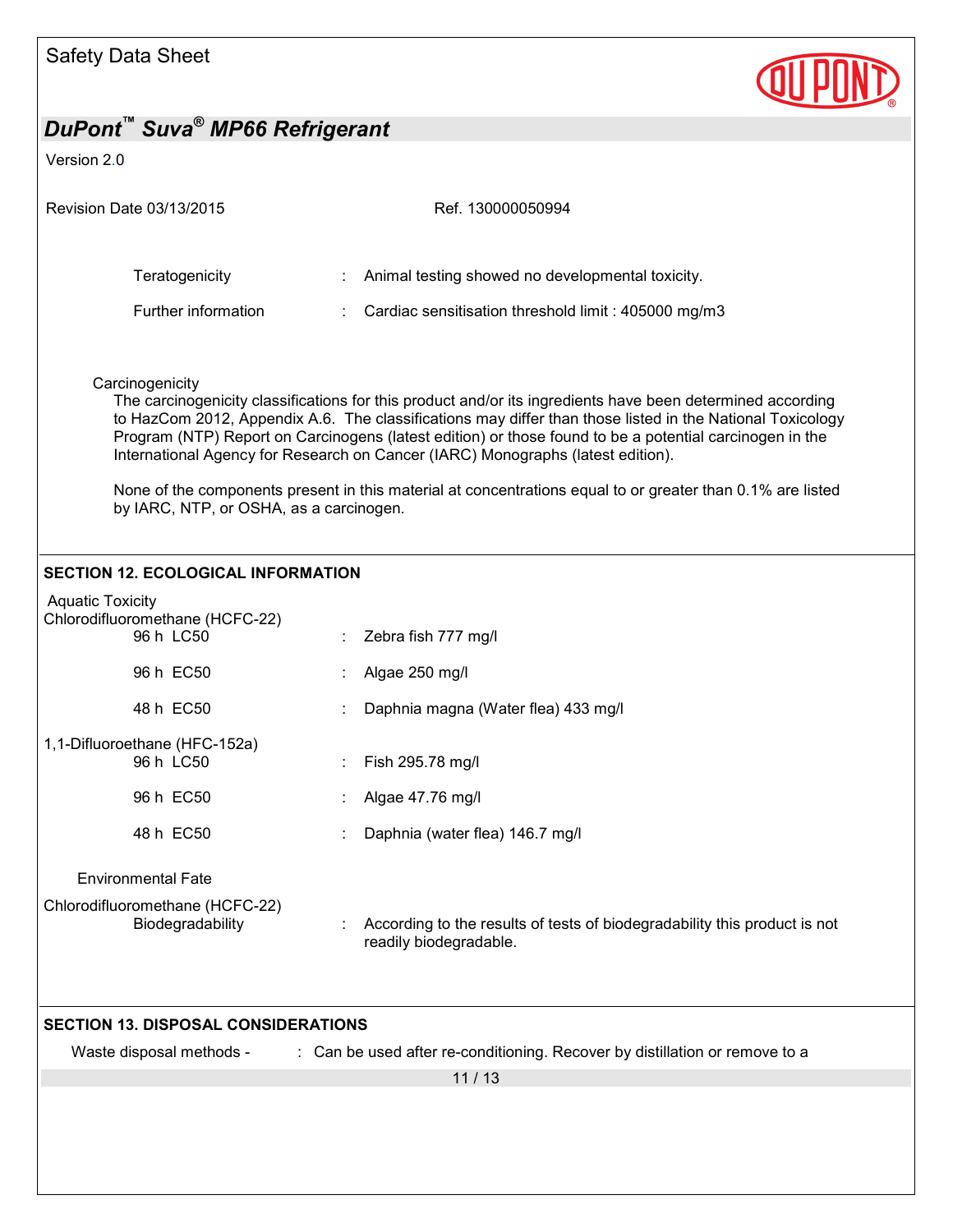Teratogenicity : Animal testing showed no developmental toxicity.

Further information : Cardiac sensitisation threshold limit : 405000 mg/m3

Carcinogenicity

The carcinogenicity classifications for this product and/or its ingredients have been determined according to HazCom 2012, Appendix A.6. The classifications may differ than those listed in the National Toxicology Program (NTP) Report on Carcinogens (latest edition) or those found to be a potential carcinogen in the International Agency for Research on Cancer (IARC) Monographs (latest edition).

None of the components present in this material at concentrations equal to or greater than 0.1% are listed by IARC, NTP, or OSHA, as a carcinogen.

## SECTION 12. ECOLOGICAL INFORMATION

Aquatic Toxicity

Chlorodifluoromethane (HCFC-22)

| | |
|---|---|
| 96 h LC50 | : Zebra fish 777 mg/l |
| 96 h EC50 | : Algae 250 mg/l |
| 48 h EC50 | : Daphnia magna (Water flea) 433 mg/l |

1,1-Difluoroethane (HFC-152a)

| | |
|---|---|
| 96 h LC50 | : Fish 295.78 mg/l |
| 96 h EC50 | : Algae 47.76 mg/l |
| 48 h EC50 | : Daphnia (water flea) 146.7 mg/l |

Environmental Fate

Chlorodifluoromethane (HCFC-22)

Biodegradability : According to the results of tests of biodegradability this product is not readily biodegradable.

## SECTION 13. DISPOSAL CONSIDERATIONS

Waste disposal methods - : Can be used after re-conditioning. Recover by distillation or remove to a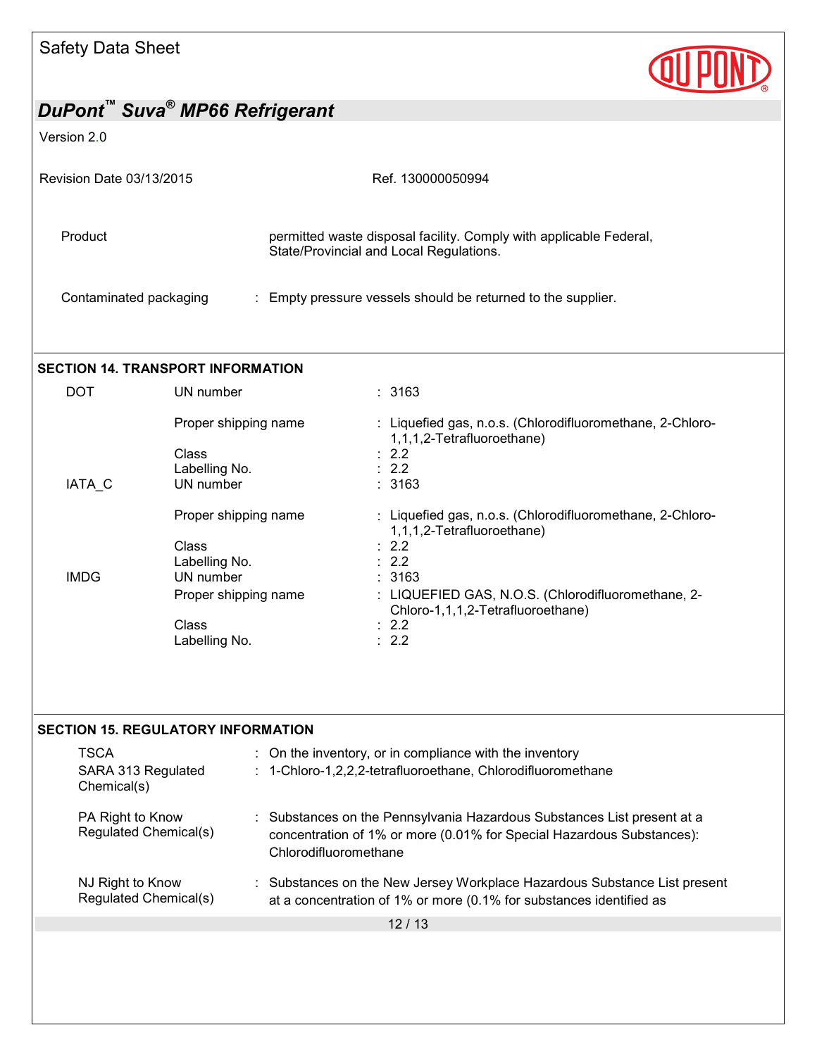| | |
|---|---|
| Product | permitted waste disposal facility. Comply with applicable Federal, State/Provincial and Local Regulations. |
| Contaminated packaging | : Empty pressure vessels should be returned to the supplier. |

## SECTION 14. TRANSPORT INFORMATION

| | | |
|---|---|---|
| DOT | UN number | : 3163 |
| | Proper shipping name | : Liquefied gas, n.o.s. (Chlorodifluoromethane, 2-Chloro-1,1,1,2-Tetrafluoroethane) |
| | Class | : 2.2 |
| | Labelling No. | : 2.2 |
| IATA_C | UN number | : 3163 |
| | Proper shipping name | : Liquefied gas, n.o.s. (Chlorodifluoromethane, 2-Chloro-1,1,1,2-Tetrafluoroethane) |
| | Class | : 2.2 |
| | Labelling No. | : 2.2 |
| IMDG | UN number | : 3163 |
| | Proper shipping name | : LIQUEFIED GAS, N.O.S. (Chlorodifluoromethane, 2-Chloro-1,1,1,2-Tetrafluoroethane) |
| | Class | : 2.2 |
| | Labelling No. | : 2.2 |

## SECTION 15. REGULATORY INFORMATION

| | |
|---|---|
| TSCA | : On the inventory, or in compliance with the inventory |
| SARA 313 Regulated Chemical(s) | : 1-Chloro-1,2,2,2-tetrafluoroethane, Chlorodifluoromethane |
| PA Right to Know Regulated Chemical(s) | : Substances on the Pennsylvania Hazardous Substances List present at a concentration of 1% or more (0.01% for Special Hazardous Substances): Chlorodifluoromethane |
| NJ Right to Know Regulated Chemical(s) | : Substances on the New Jersey Workplace Hazardous Substance List present at a concentration of 1% or more (0.1% for substances identified as |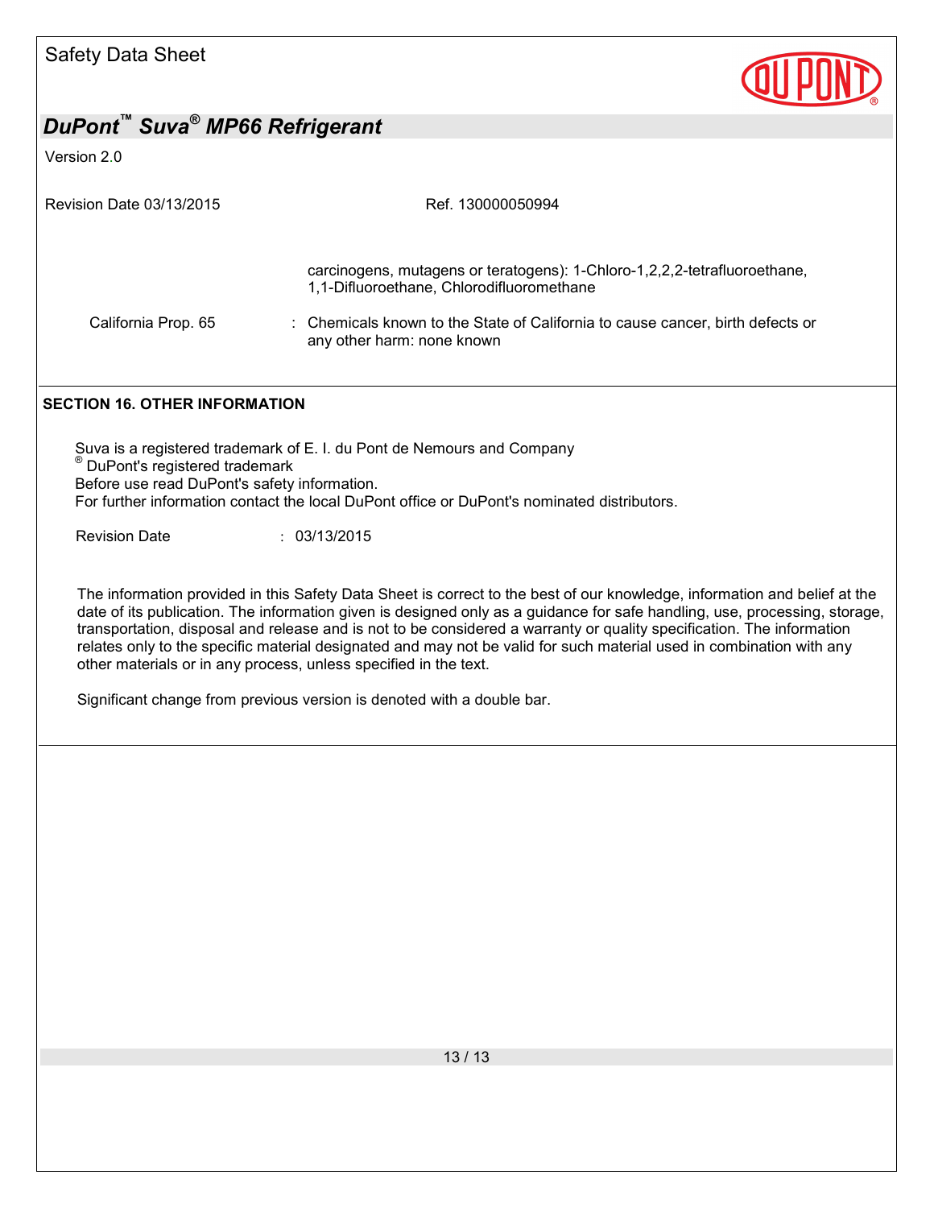carcinogens, mutagens or teratogens): 1-Chloro-1,2,2,2-tetrafluoroethane, 1,1-Difluoroethane, Chlorodifluoromethane

California Prop. 65 : Chemicals known to the State of California to cause cancer, birth defects or any other harm: none known

## SECTION 16. OTHER INFORMATION

Suva is a registered trademark of E. I. du Pont de Nemours and Company
® DuPont's registered trademark
Before use read DuPont's safety information.
For further information contact the local DuPont office or DuPont's nominated distributors.

Revision Date : 03/13/2015

The information provided in this Safety Data Sheet is correct to the best of our knowledge, information and belief at the date of its publication. The information given is designed only as a guidance for safe handling, use, processing, storage, transportation, disposal and release and is not to be considered a warranty or quality specification. The information relates only to the specific material designated and may not be valid for such material used in combination with any other materials or in any process, unless specified in the text.

Significant change from previous version is denoted with a double bar.